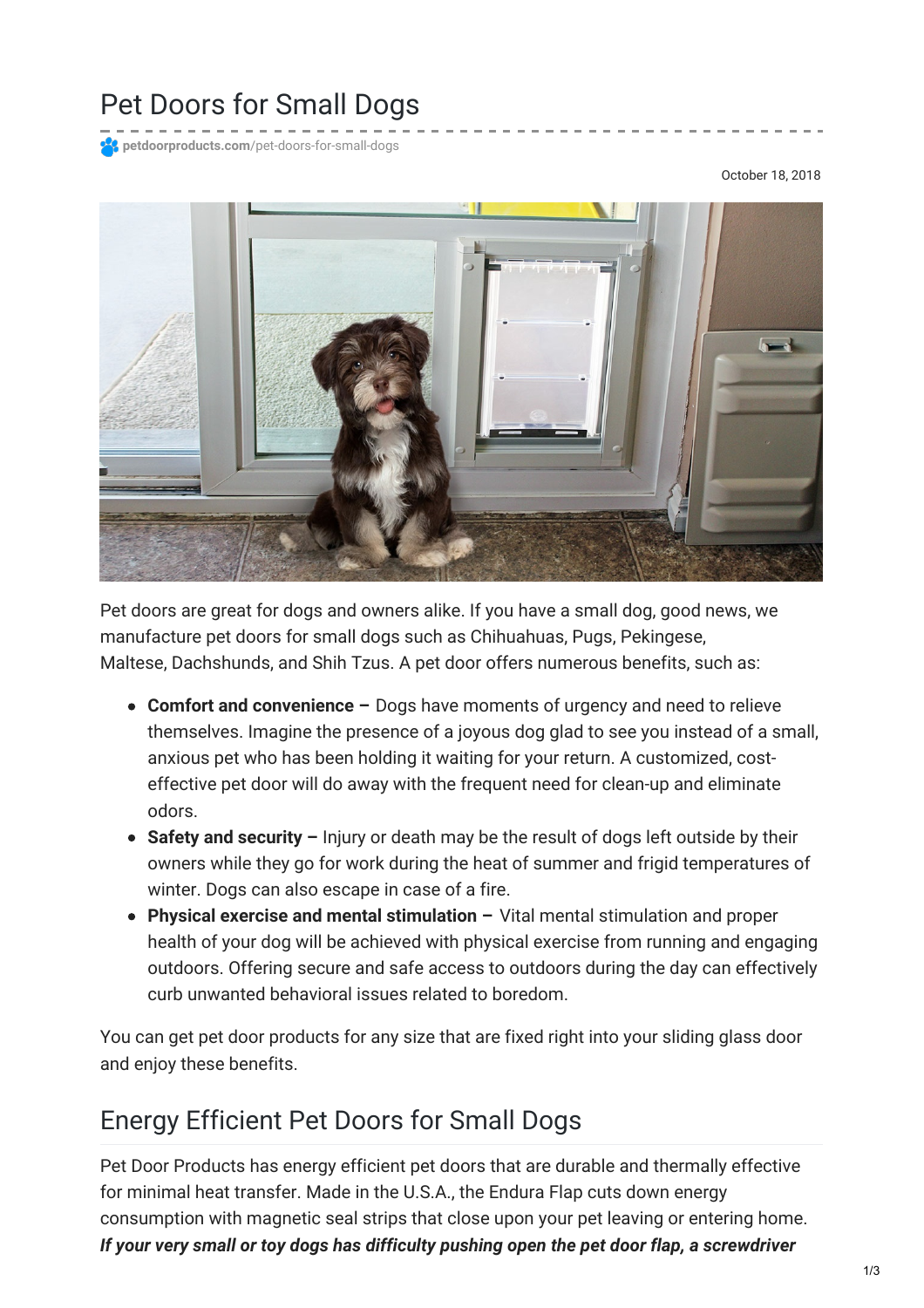# Pet Doors for Small Dogs

petdoorproducts.com/pet-doors-for-small-dogs

October 18, 2018

Pet doors are great for dogs and owners alike. If you have a small dog, good news, we manufacture pet doors for small dogs such as Chihuahuas, Pugs, Pekingese, Maltese, Dachshunds, and Shih Tzus. A pet door offers numerous benefits, such as:

- **Comfort and convenience –** Dogs have moments of urgency and need to relieve themselves. Imagine the presence of a joyous dog glad to see you instead of a small, anxious pet who has been holding it waiting for your return. A customized, cost-effective pet door will do away with the frequent need for clean-up and eliminate odors.
- **Safety and security –** Injury or death may be the result of dogs left outside by their owners while they go for work during the heat of summer and frigid temperatures of winter. Dogs can also escape in case of a fire.
- **Physical exercise and mental stimulation –** Vital mental stimulation and proper health of your dog will be achieved with physical exercise from running and engaging outdoors. Offering secure and safe access to outdoors during the day can effectively curb unwanted behavioral issues related to boredom.

You can get pet door products for any size that are fixed right into your sliding glass door and enjoy these benefits.

## Energy Efficient Pet Doors for Small Dogs

Pet Door Products has energy efficient pet doors that are durable and thermally effective for minimal heat transfer. Made in the U.S.A., the Endura Flap cuts down energy consumption with magnetic seal strips that close upon your pet leaving or entering home. ***If your very small or toy dogs has difficulty pushing open the pet door flap, a screwdriver***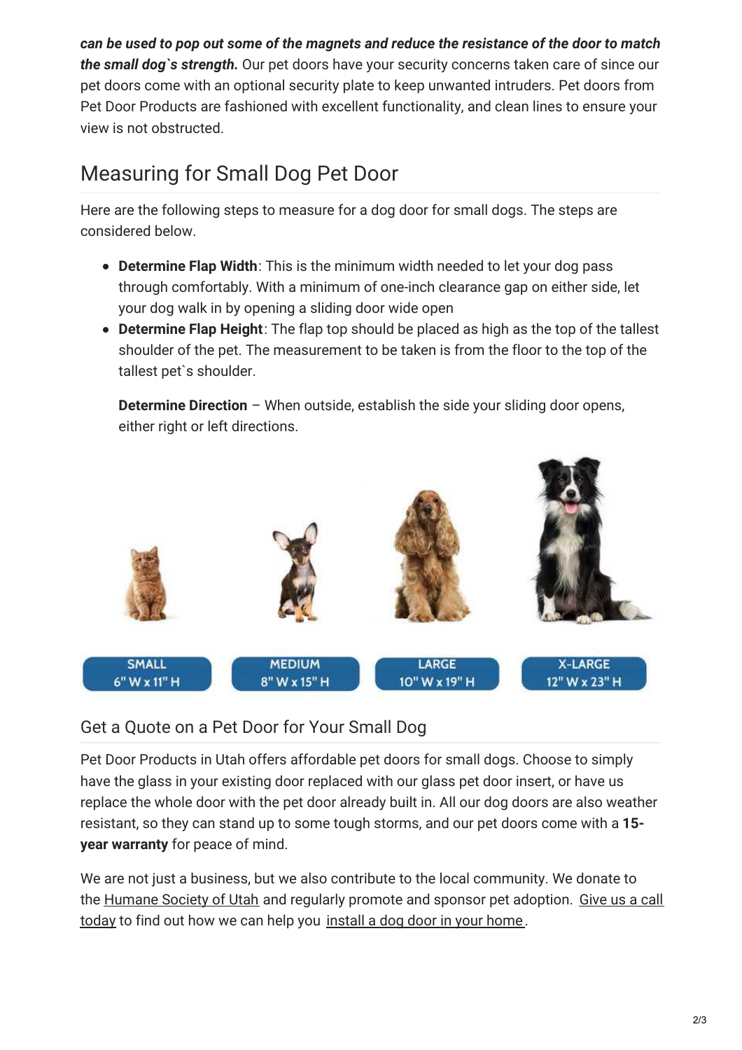***can be used to pop out some of the magnets and reduce the resistance of the door to match the small dog`s strength.*** Our pet doors have your security concerns taken care of since our pet doors come with an optional security plate to keep unwanted intruders. Pet doors from Pet Door Products are fashioned with excellent functionality, and clean lines to ensure your view is not obstructed.

## Measuring for Small Dog Pet Door

Here are the following steps to measure for a dog door for small dogs. The steps are considered below.

- **Determine Flap Width**: This is the minimum width needed to let your dog pass through comfortably. With a minimum of one-inch clearance gap on either side, let your dog walk in by opening a sliding door wide open
- **Determine Flap Height**: The flap top should be placed as high as the top of the tallest shoulder of the pet. The measurement to be taken is from the floor to the top of the tallest pet`s shoulder.

  **Determine Direction** – When outside, establish the side your sliding door opens, either right or left directions.

SMALL 6" W x 11" H

MEDIUM 8" W x 15" H

LARGE 10" W x 19" H

X-LARGE 12" W x 23" H

### Get a Quote on a Pet Door for Your Small Dog

Pet Door Products in Utah offers affordable pet doors for small dogs. Choose to simply have the glass in your existing door replaced with our glass pet door insert, or have us replace the whole door with the pet door already built in. All our dog doors are also weather resistant, so they can stand up to some tough storms, and our pet doors come with a **15-year warranty** for peace of mind.

We are not just a business, but we also contribute to the local community. We donate to the Humane Society of Utah and regularly promote and sponsor pet adoption. Give us a call today to find out how we can help you install a dog door in your home.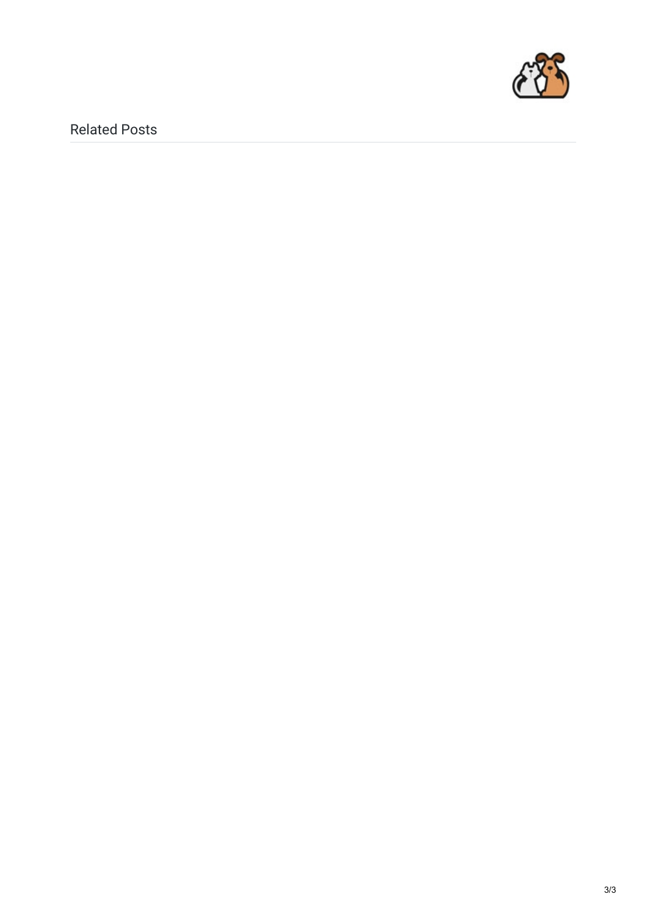## Related Posts